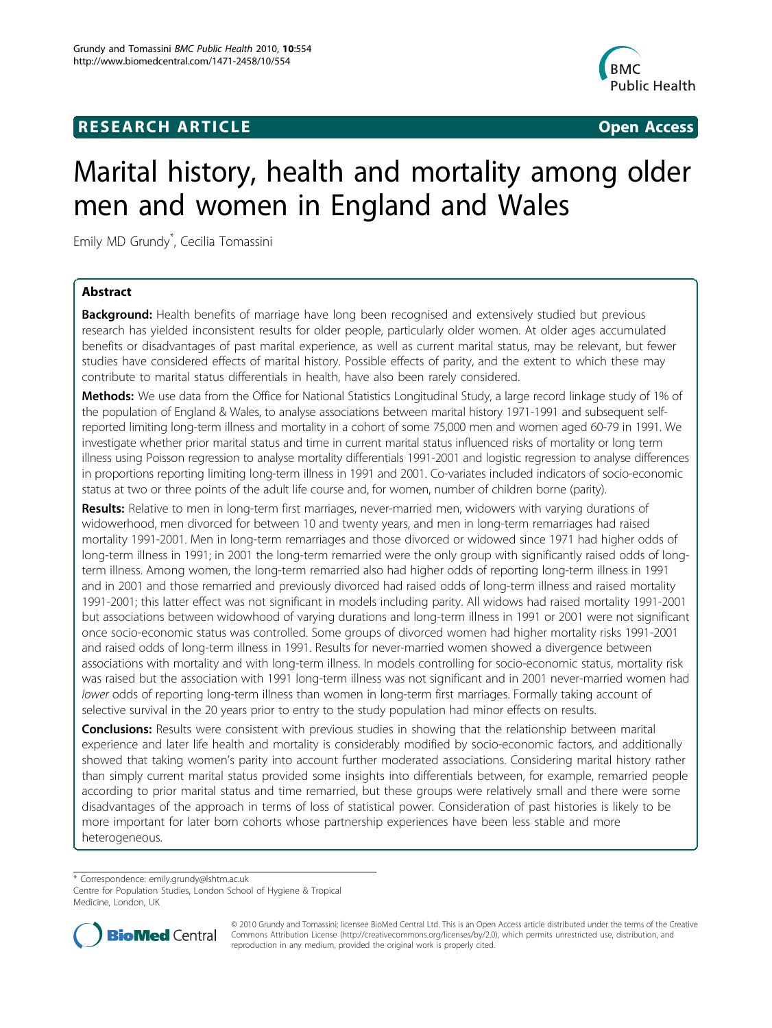**RESEARCH ARTICLE** **Open Access**

# Marital history, health and mortality among older men and women in England and Wales

Emily MD Grundy*, Cecilia Tomassini

## Abstract

**Background:** Health benefits of marriage have long been recognised and extensively studied but previous research has yielded inconsistent results for older people, particularly older women. At older ages accumulated benefits or disadvantages of past marital experience, as well as current marital status, may be relevant, but fewer studies have considered effects of marital history. Possible effects of parity, and the extent to which these may contribute to marital status differentials in health, have also been rarely considered.

**Methods:** We use data from the Office for National Statistics Longitudinal Study, a large record linkage study of 1% of the population of England & Wales, to analyse associations between marital history 1971-1991 and subsequent self-reported limiting long-term illness and mortality in a cohort of some 75,000 men and women aged 60-79 in 1991. We investigate whether prior marital status and time in current marital status influenced risks of mortality or long term illness using Poisson regression to analyse mortality differentials 1991-2001 and logistic regression to analyse differences in proportions reporting limiting long-term illness in 1991 and 2001. Co-variates included indicators of socio-economic status at two or three points of the adult life course and, for women, number of children borne (parity).

**Results:** Relative to men in long-term first marriages, never-married men, widowers with varying durations of widowerhood, men divorced for between 10 and twenty years, and men in long-term remarriages had raised mortality 1991-2001. Men in long-term remarriages and those divorced or widowed since 1971 had higher odds of long-term illness in 1991; in 2001 the long-term remarried were the only group with significantly raised odds of long-term illness. Among women, the long-term remarried also had higher odds of reporting long-term illness in 1991 and in 2001 and those remarried and previously divorced had raised odds of long-term illness and raised mortality 1991-2001; this latter effect was not significant in models including parity. All widows had raised mortality 1991-2001 but associations between widowhood of varying durations and long-term illness in 1991 or 2001 were not significant once socio-economic status was controlled. Some groups of divorced women had higher mortality risks 1991-2001 and raised odds of long-term illness in 1991. Results for never-married women showed a divergence between associations with mortality and with long-term illness. In models controlling for socio-economic status, mortality risk was raised but the association with 1991 long-term illness was not significant and in 2001 never-married women had *lower* odds of reporting long-term illness than women in long-term first marriages. Formally taking account of selective survival in the 20 years prior to entry to the study population had minor effects on results.

**Conclusions:** Results were consistent with previous studies in showing that the relationship between marital experience and later life health and mortality is considerably modified by socio-economic factors, and additionally showed that taking women's parity into account further moderated associations. Considering marital history rather than simply current marital status provided some insights into differentials between, for example, remarried people according to prior marital status and time remarried, but these groups were relatively small and there were some disadvantages of the approach in terms of loss of statistical power. Consideration of past histories is likely to be more important for later born cohorts whose partnership experiences have been less stable and more heterogeneous.

* Correspondence: emily.grundy@lshtm.ac.uk
Centre for Population Studies, London School of Hygiene & Tropical Medicine, London, UK

© 2010 Grundy and Tomassini; licensee BioMed Central Ltd. This is an Open Access article distributed under the terms of the Creative Commons Attribution License (http://creativecommons.org/licenses/by/2.0), which permits unrestricted use, distribution, and reproduction in any medium, provided the original work is properly cited.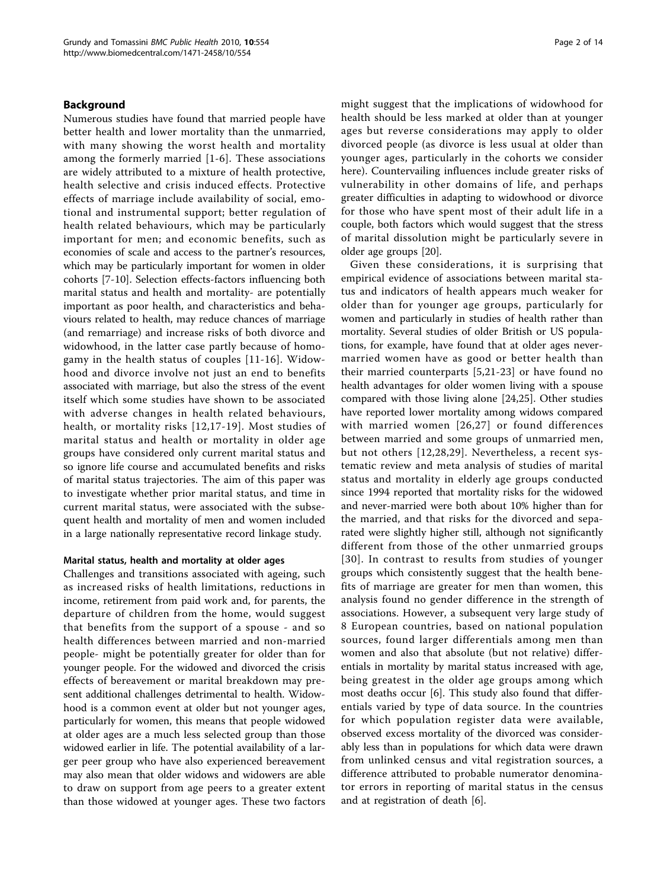## Background

Numerous studies have found that married people have better health and lower mortality than the unmarried, with many showing the worst health and mortality among the formerly married [1-6]. These associations are widely attributed to a mixture of health protective, health selective and crisis induced effects. Protective effects of marriage include availability of social, emotional and instrumental support; better regulation of health related behaviours, which may be particularly important for men; and economic benefits, such as economies of scale and access to the partner's resources, which may be particularly important for women in older cohorts [7-10]. Selection effects-factors influencing both marital status and health and mortality- are potentially important as poor health, and characteristics and behaviours related to health, may reduce chances of marriage (and remarriage) and increase risks of both divorce and widowhood, in the latter case partly because of homogamy in the health status of couples [11-16]. Widowhood and divorce involve not just an end to benefits associated with marriage, but also the stress of the event itself which some studies have shown to be associated with adverse changes in health related behaviours, health, or mortality risks [12,17-19]. Most studies of marital status and health or mortality in older age groups have considered only current marital status and so ignore life course and accumulated benefits and risks of marital status trajectories. The aim of this paper was to investigate whether prior marital status, and time in current marital status, were associated with the subsequent health and mortality of men and women included in a large nationally representative record linkage study.

### Marital status, health and mortality at older ages

Challenges and transitions associated with ageing, such as increased risks of health limitations, reductions in income, retirement from paid work and, for parents, the departure of children from the home, would suggest that benefits from the support of a spouse - and so health differences between married and non-married people- might be potentially greater for older than for younger people. For the widowed and divorced the crisis effects of bereavement or marital breakdown may present additional challenges detrimental to health. Widowhood is a common event at older but not younger ages, particularly for women, this means that people widowed at older ages are a much less selected group than those widowed earlier in life. The potential availability of a larger peer group who have also experienced bereavement may also mean that older widows and widowers are able to draw on support from age peers to a greater extent than those widowed at younger ages. These two factors might suggest that the implications of widowhood for health should be less marked at older than at younger ages but reverse considerations may apply to older divorced people (as divorce is less usual at older than younger ages, particularly in the cohorts we consider here). Countervailing influences include greater risks of vulnerability in other domains of life, and perhaps greater difficulties in adapting to widowhood or divorce for those who have spent most of their adult life in a couple, both factors which would suggest that the stress of marital dissolution might be particularly severe in older age groups [20].

Given these considerations, it is surprising that empirical evidence of associations between marital status and indicators of health appears much weaker for older than for younger age groups, particularly for women and particularly in studies of health rather than mortality. Several studies of older British or US populations, for example, have found that at older ages never-married women have as good or better health than their married counterparts [5,21-23] or have found no health advantages for older women living with a spouse compared with those living alone [24,25]. Other studies have reported lower mortality among widows compared with married women [26,27] or found differences between married and some groups of unmarried men, but not others [12,28,29]. Nevertheless, a recent systematic review and meta analysis of studies of marital status and mortality in elderly age groups conducted since 1994 reported that mortality risks for the widowed and never-married were both about 10% higher than for the married, and that risks for the divorced and separated were slightly higher still, although not significantly different from those of the other unmarried groups [30]. In contrast to results from studies of younger groups which consistently suggest that the health benefits of marriage are greater for men than women, this analysis found no gender difference in the strength of associations. However, a subsequent very large study of 8 European countries, based on national population sources, found larger differentials among men than women and also that absolute (but not relative) differentials in mortality by marital status increased with age, being greatest in the older age groups among which most deaths occur [6]. This study also found that differentials varied by type of data source. In the countries for which population register data were available, observed excess mortality of the divorced was considerably less than in populations for which data were drawn from unlinked census and vital registration sources, a difference attributed to probable numerator denominator errors in reporting of marital status in the census and at registration of death [6].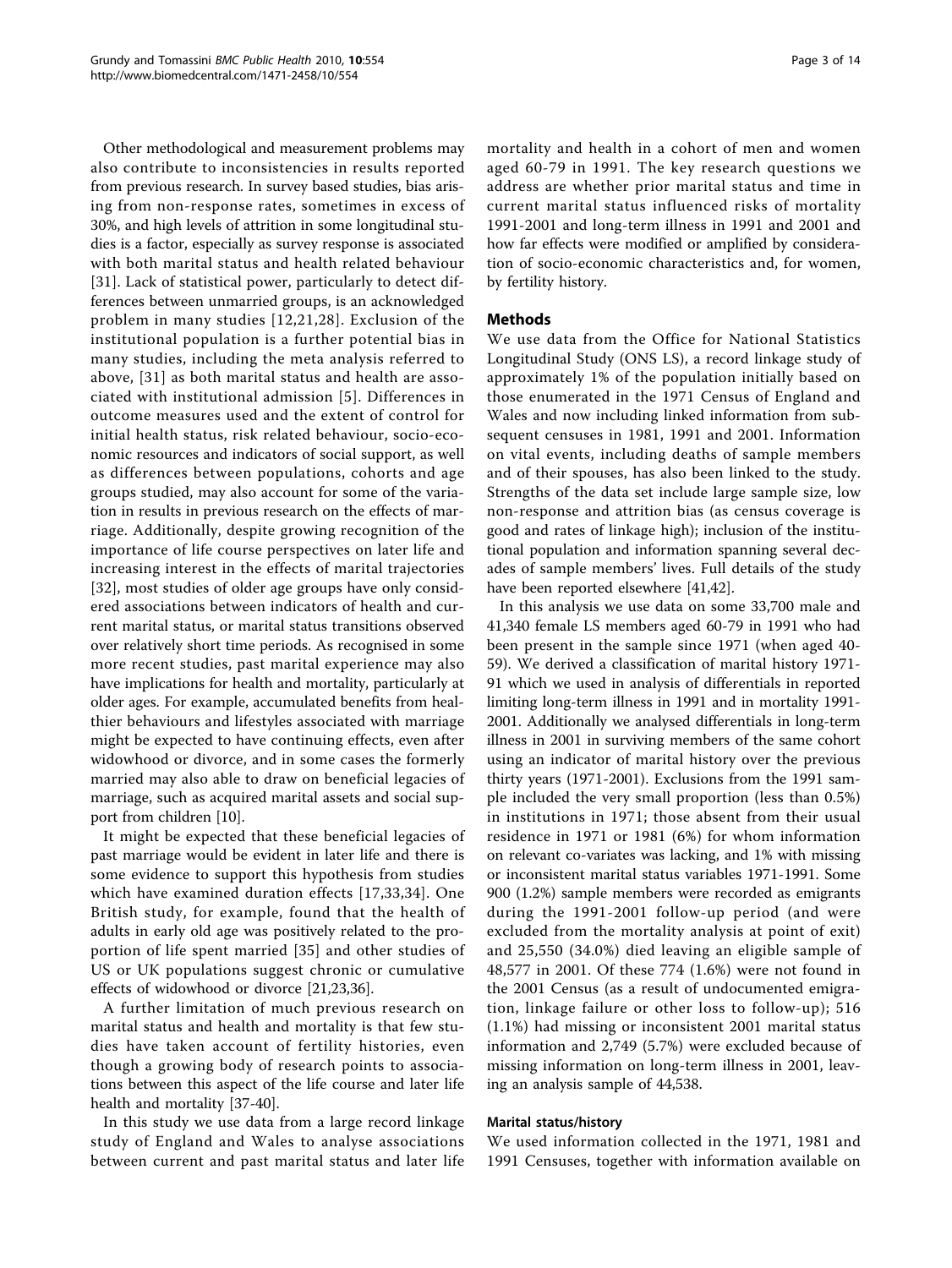Other methodological and measurement problems may also contribute to inconsistencies in results reported from previous research. In survey based studies, bias arising from non-response rates, sometimes in excess of 30%, and high levels of attrition in some longitudinal studies is a factor, especially as survey response is associated with both marital status and health related behaviour [31]. Lack of statistical power, particularly to detect differences between unmarried groups, is an acknowledged problem in many studies [12,21,28]. Exclusion of the institutional population is a further potential bias in many studies, including the meta analysis referred to above, [31] as both marital status and health are associated with institutional admission [5]. Differences in outcome measures used and the extent of control for initial health status, risk related behaviour, socio-economic resources and indicators of social support, as well as differences between populations, cohorts and age groups studied, may also account for some of the variation in results in previous research on the effects of marriage. Additionally, despite growing recognition of the importance of life course perspectives on later life and increasing interest in the effects of marital trajectories [32], most studies of older age groups have only considered associations between indicators of health and current marital status, or marital status transitions observed over relatively short time periods. As recognised in some more recent studies, past marital experience may also have implications for health and mortality, particularly at older ages. For example, accumulated benefits from healthier behaviours and lifestyles associated with marriage might be expected to have continuing effects, even after widowhood or divorce, and in some cases the formerly married may also able to draw on beneficial legacies of marriage, such as acquired marital assets and social support from children [10].

It might be expected that these beneficial legacies of past marriage would be evident in later life and there is some evidence to support this hypothesis from studies which have examined duration effects [17,33,34]. One British study, for example, found that the health of adults in early old age was positively related to the proportion of life spent married [35] and other studies of US or UK populations suggest chronic or cumulative effects of widowhood or divorce [21,23,36].

A further limitation of much previous research on marital status and health and mortality is that few studies have taken account of fertility histories, even though a growing body of research points to associations between this aspect of the life course and later life health and mortality [37-40].

In this study we use data from a large record linkage study of England and Wales to analyse associations between current and past marital status and later life mortality and health in a cohort of men and women aged 60-79 in 1991. The key research questions we address are whether prior marital status and time in current marital status influenced risks of mortality 1991-2001 and long-term illness in 1991 and 2001 and how far effects were modified or amplified by consideration of socio-economic characteristics and, for women, by fertility history.

## Methods

We use data from the Office for National Statistics Longitudinal Study (ONS LS), a record linkage study of approximately 1% of the population initially based on those enumerated in the 1971 Census of England and Wales and now including linked information from subsequent censuses in 1981, 1991 and 2001. Information on vital events, including deaths of sample members and of their spouses, has also been linked to the study. Strengths of the data set include large sample size, low non-response and attrition bias (as census coverage is good and rates of linkage high); inclusion of the institutional population and information spanning several decades of sample members' lives. Full details of the study have been reported elsewhere [41,42].

In this analysis we use data on some 33,700 male and 41,340 female LS members aged 60-79 in 1991 who had been present in the sample since 1971 (when aged 40-59). We derived a classification of marital history 1971-91 which we used in analysis of differentials in reported limiting long-term illness in 1991 and in mortality 1991-2001. Additionally we analysed differentials in long-term illness in 2001 in surviving members of the same cohort using an indicator of marital history over the previous thirty years (1971-2001). Exclusions from the 1991 sample included the very small proportion (less than 0.5%) in institutions in 1971; those absent from their usual residence in 1971 or 1981 (6%) for whom information on relevant co-variates was lacking, and 1% with missing or inconsistent marital status variables 1971-1991. Some 900 (1.2%) sample members were recorded as emigrants during the 1991-2001 follow-up period (and were excluded from the mortality analysis at point of exit) and 25,550 (34.0%) died leaving an eligible sample of 48,577 in 2001. Of these 774 (1.6%) were not found in the 2001 Census (as a result of undocumented emigration, linkage failure or other loss to follow-up); 516 (1.1%) had missing or inconsistent 2001 marital status information and 2,749 (5.7%) were excluded because of missing information on long-term illness in 2001, leaving an analysis sample of 44,538.

### Marital status/history

We used information collected in the 1971, 1981 and 1991 Censuses, together with information available on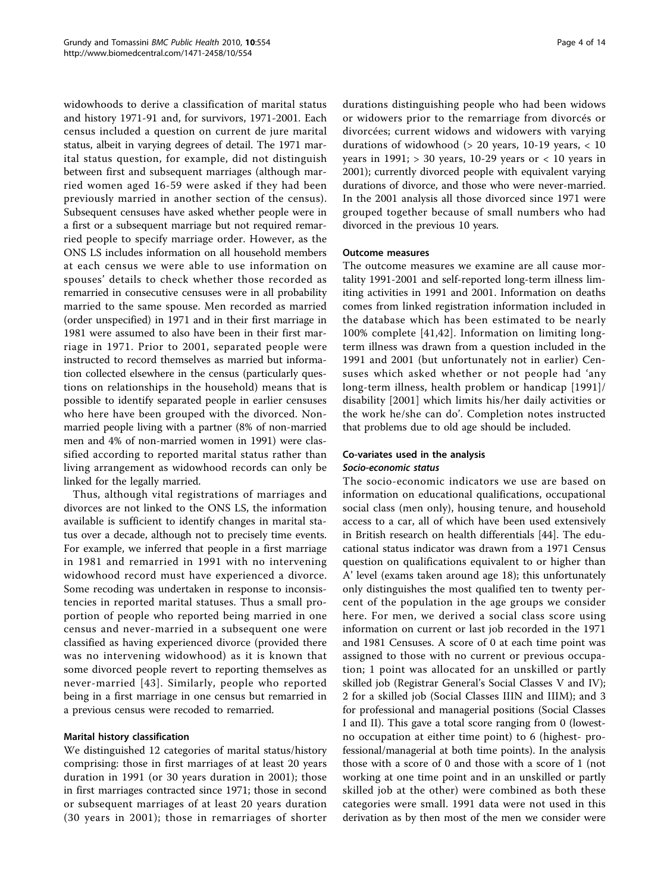widowhoods to derive a classification of marital status and history 1971-91 and, for survivors, 1971-2001. Each census included a question on current de jure marital status, albeit in varying degrees of detail. The 1971 marital status question, for example, did not distinguish between first and subsequent marriages (although married women aged 16-59 were asked if they had been previously married in another section of the census). Subsequent censuses have asked whether people were in a first or a subsequent marriage but not required remarried people to specify marriage order. However, as the ONS LS includes information on all household members at each census we were able to use information on spouses' details to check whether those recorded as remarried in consecutive censuses were in all probability married to the same spouse. Men recorded as married (order unspecified) in 1971 and in their first marriage in 1981 were assumed to also have been in their first marriage in 1971. Prior to 2001, separated people were instructed to record themselves as married but information collected elsewhere in the census (particularly questions on relationships in the household) means that is possible to identify separated people in earlier censuses who here have been grouped with the divorced. Non-married people living with a partner (8% of non-married men and 4% of non-married women in 1991) were classified according to reported marital status rather than living arrangement as widowhood records can only be linked for the legally married.

Thus, although vital registrations of marriages and divorces are not linked to the ONS LS, the information available is sufficient to identify changes in marital status over a decade, although not to precisely time events. For example, we inferred that people in a first marriage in 1981 and remarried in 1991 with no intervening widowhood record must have experienced a divorce. Some recoding was undertaken in response to inconsistencies in reported marital statuses. Thus a small proportion of people who reported being married in one census and never-married in a subsequent one were classified as having experienced divorce (provided there was no intervening widowhood) as it is known that some divorced people revert to reporting themselves as never-married [43]. Similarly, people who reported being in a first marriage in one census but remarried in a previous census were recoded to remarried.

## Marital history classification

We distinguished 12 categories of marital status/history comprising: those in first marriages of at least 20 years duration in 1991 (or 30 years duration in 2001); those in first marriages contracted since 1971; those in second or subsequent marriages of at least 20 years duration (30 years in 2001); those in remarriages of shorter durations distinguishing people who had been widows or widowers prior to the remarriage from divorcés or divorcées; current widows and widowers with varying durations of widowhood (> 20 years, 10-19 years, < 10 years in 1991; > 30 years, 10-29 years or < 10 years in 2001); currently divorced people with equivalent varying durations of divorce, and those who were never-married. In the 2001 analysis all those divorced since 1971 were grouped together because of small numbers who had divorced in the previous 10 years.

## Outcome measures

The outcome measures we examine are all cause mortality 1991-2001 and self-reported long-term illness limiting activities in 1991 and 2001. Information on deaths comes from linked registration information included in the database which has been estimated to be nearly 100% complete [41,42]. Information on limiting long-term illness was drawn from a question included in the 1991 and 2001 (but unfortunately not in earlier) Censuses which asked whether or not people had 'any long-term illness, health problem or handicap [1991]/ disability [2001] which limits his/her daily activities or the work he/she can do'. Completion notes instructed that problems due to old age should be included.

## Co-variates used in the analysis

### *Socio-economic status*

The socio-economic indicators we use are based on information on educational qualifications, occupational social class (men only), housing tenure, and household access to a car, all of which have been used extensively in British research on health differentials [44]. The educational status indicator was drawn from a 1971 Census question on qualifications equivalent to or higher than A' level (exams taken around age 18); this unfortunately only distinguishes the most qualified ten to twenty percent of the population in the age groups we consider here. For men, we derived a social class score using information on current or last job recorded in the 1971 and 1981 Censuses. A score of 0 at each time point was assigned to those with no current or previous occupation; 1 point was allocated for an unskilled or partly skilled job (Registrar General's Social Classes V and IV); 2 for a skilled job (Social Classes IIIN and IIIM); and 3 for professional and managerial positions (Social Classes I and II). This gave a total score ranging from 0 (lowest-no occupation at either time point) to 6 (highest- professional/managerial at both time points). In the analysis those with a score of 0 and those with a score of 1 (not working at one time point and in an unskilled or partly skilled job at the other) were combined as both these categories were small. 1991 data were not used in this derivation as by then most of the men we consider were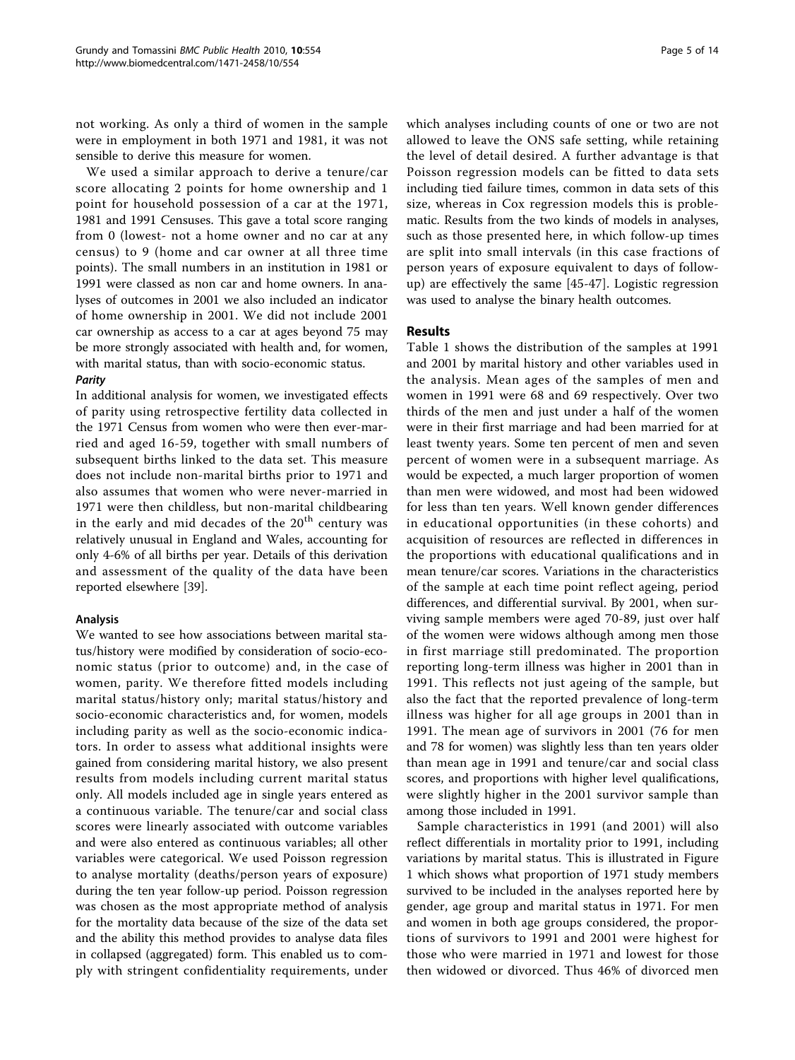not working. As only a third of women in the sample were in employment in both 1971 and 1981, it was not sensible to derive this measure for women.

We used a similar approach to derive a tenure/car score allocating 2 points for home ownership and 1 point for household possession of a car at the 1971, 1981 and 1991 Censuses. This gave a total score ranging from 0 (lowest- not a home owner and no car at any census) to 9 (home and car owner at all three time points). The small numbers in an institution in 1981 or 1991 were classed as non car and home owners. In analyses of outcomes in 2001 we also included an indicator of home ownership in 2001. We did not include 2001 car ownership as access to a car at ages beyond 75 may be more strongly associated with health and, for women, with marital status, than with socio-economic status.

#### Parity

In additional analysis for women, we investigated effects of parity using retrospective fertility data collected in the 1971 Census from women who were then ever-married and aged 16-59, together with small numbers of subsequent births linked to the data set. This measure does not include non-marital births prior to 1971 and also assumes that women who were never-married in 1971 were then childless, but non-marital childbearing in the early and mid decades of the 20th century was relatively unusual in England and Wales, accounting for only 4-6% of all births per year. Details of this derivation and assessment of the quality of the data have been reported elsewhere [39].

### Analysis

We wanted to see how associations between marital status/history were modified by consideration of socio-economic status (prior to outcome) and, in the case of women, parity. We therefore fitted models including marital status/history only; marital status/history and socio-economic characteristics and, for women, models including parity as well as the socio-economic indicators. In order to assess what additional insights were gained from considering marital history, we also present results from models including current marital status only. All models included age in single years entered as a continuous variable. The tenure/car and social class scores were linearly associated with outcome variables and were also entered as continuous variables; all other variables were categorical. We used Poisson regression to analyse mortality (deaths/person years of exposure) during the ten year follow-up period. Poisson regression was chosen as the most appropriate method of analysis for the mortality data because of the size of the data set and the ability this method provides to analyse data files in collapsed (aggregated) form. This enabled us to comply with stringent confidentiality requirements, under which analyses including counts of one or two are not allowed to leave the ONS safe setting, while retaining the level of detail desired. A further advantage is that Poisson regression models can be fitted to data sets including tied failure times, common in data sets of this size, whereas in Cox regression models this is problematic. Results from the two kinds of models in analyses, such as those presented here, in which follow-up times are split into small intervals (in this case fractions of person years of exposure equivalent to days of follow-up) are effectively the same [45-47]. Logistic regression was used to analyse the binary health outcomes.

## Results

Table 1 shows the distribution of the samples at 1991 and 2001 by marital history and other variables used in the analysis. Mean ages of the samples of men and women in 1991 were 68 and 69 respectively. Over two thirds of the men and just under a half of the women were in their first marriage and had been married for at least twenty years. Some ten percent of men and seven percent of women were in a subsequent marriage. As would be expected, a much larger proportion of women than men were widowed, and most had been widowed for less than ten years. Well known gender differences in educational opportunities (in these cohorts) and acquisition of resources are reflected in differences in the proportions with educational qualifications and in mean tenure/car scores. Variations in the characteristics of the sample at each time point reflect ageing, period differences, and differential survival. By 2001, when surviving sample members were aged 70-89, just over half of the women were widows although among men those in first marriage still predominated. The proportion reporting long-term illness was higher in 2001 than in 1991. This reflects not just ageing of the sample, but also the fact that the reported prevalence of long-term illness was higher for all age groups in 2001 than in 1991. The mean age of survivors in 2001 (76 for men and 78 for women) was slightly less than ten years older than mean age in 1991 and tenure/car and social class scores, and proportions with higher level qualifications, were slightly higher in the 2001 survivor sample than among those included in 1991.

Sample characteristics in 1991 (and 2001) will also reflect differentials in mortality prior to 1991, including variations by marital status. This is illustrated in Figure 1 which shows what proportion of 1971 study members survived to be included in the analyses reported here by gender, age group and marital status in 1971. For men and women in both age groups considered, the proportions of survivors to 1991 and 2001 were highest for those who were married in 1971 and lowest for those then widowed or divorced. Thus 46% of divorced men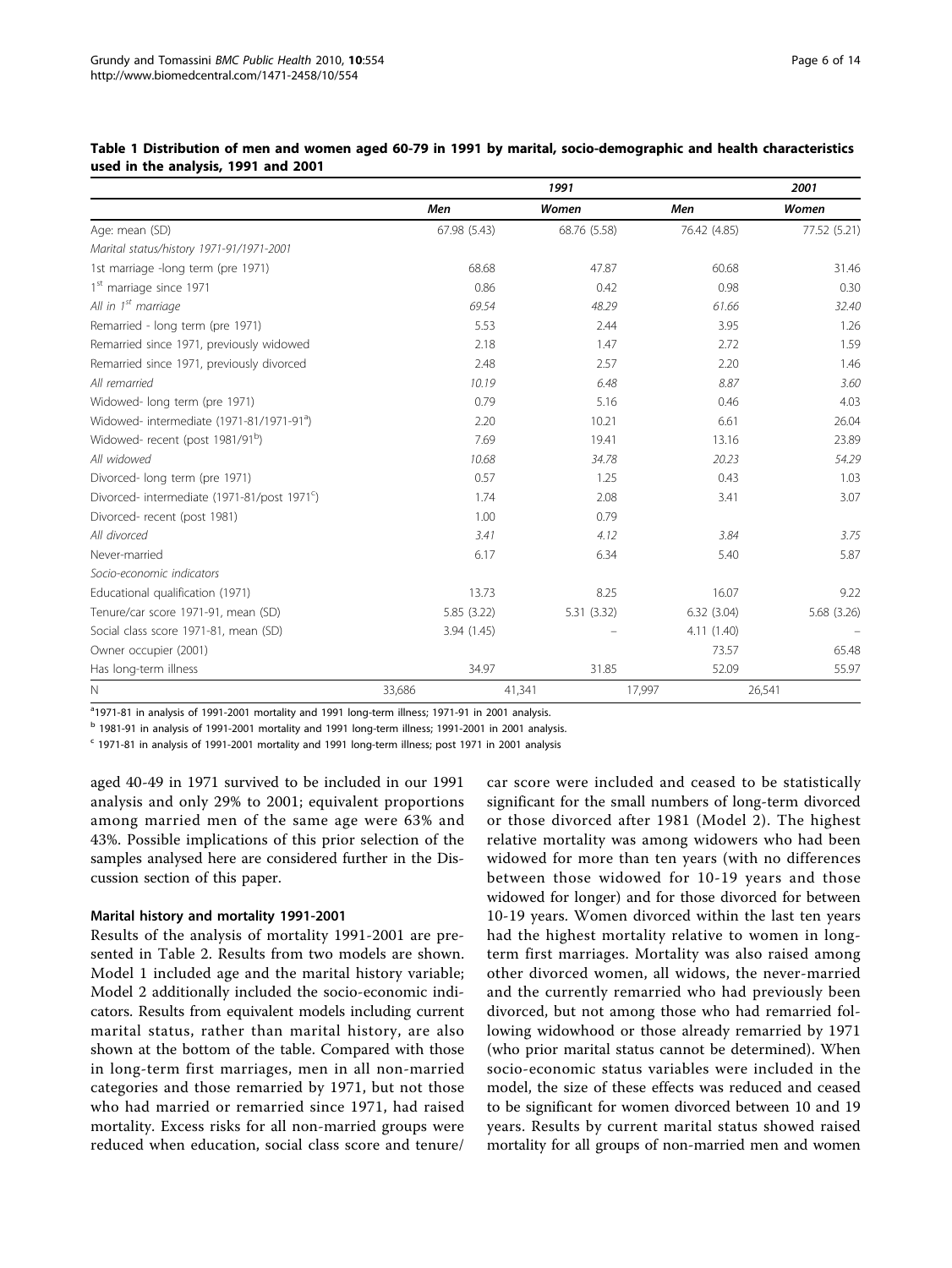**Table 1 Distribution of men and women aged 60-79 in 1991 by marital, socio-demographic and health characteristics used in the analysis, 1991 and 2001**

| | 1991 | | 2001 | |
|---|---|---|---|---|
| | Men | Women | Men | Women |
| Age: mean (SD) | 67.98 (5.43) | 68.76 (5.58) | 76.42 (4.85) | 77.52 (5.21) |
| *Marital status/history 1971-91/1971-2001* | | | | |
| 1st marriage -long term (pre 1971) | 68.68 | 47.87 | 60.68 | 31.46 |
| 1st marriage since 1971 | 0.86 | 0.42 | 0.98 | 0.30 |
| *All in 1st marriage* | *69.54* | *48.29* | *61.66* | *32.40* |
| Remarried - long term (pre 1971) | 5.53 | 2.44 | 3.95 | 1.26 |
| Remarried since 1971, previously widowed | 2.18 | 1.47 | 2.72 | 1.59 |
| Remarried since 1971, previously divorced | 2.48 | 2.57 | 2.20 | 1.46 |
| *All remarried* | *10.19* | *6.48* | *8.87* | *3.60* |
| Widowed- long term (pre 1971) | 0.79 | 5.16 | 0.46 | 4.03 |
| Widowed- intermediate (1971-81/1971-91[a]) | 2.20 | 10.21 | 6.61 | 26.04 |
| Widowed- recent (post 1981/91[b]) | 7.69 | 19.41 | 13.16 | 23.89 |
| *All widowed* | *10.68* | *34.78* | *20.23* | *54.29* |
| Divorced- long term (pre 1971) | 0.57 | 1.25 | 0.43 | 1.03 |
| Divorced- intermediate (1971-81/post 1971[c]) | 1.74 | 2.08 | 3.41 | 3.07 |
| Divorced- recent (post 1981) | 1.00 | 0.79 | | |
| *All divorced* | *3.41* | *4.12* | *3.84* | *3.75* |
| Never-married | 6.17 | 6.34 | 5.40 | 5.87 |
| *Socio-economic indicators* | | | | |
| Educational qualification (1971) | 13.73 | 8.25 | 16.07 | 9.22 |
| Tenure/car score 1971-91, mean (SD) | 5.85 (3.22) | 5.31 (3.32) | 6.32 (3.04) | 5.68 (3.26) |
| Social class score 1971-81, mean (SD) | 3.94 (1.45) | – | 4.11 (1.40) | – |
| Owner occupier (2001) | | | 73.57 | 65.48 |
| Has long-term illness | 34.97 | 31.85 | 52.09 | 55.97 |
| N | 33,686 | 41,341 | 17,997 | 26,541 |

[a] 1971-81 in analysis of 1991-2001 mortality and 1991 long-term illness; 1971-91 in 2001 analysis.

[b] 1981-91 in analysis of 1991-2001 mortality and 1991 long-term illness; 1991-2001 in 2001 analysis.

[c] 1971-81 in analysis of 1991-2001 mortality and 1991 long-term illness; post 1971 in 2001 analysis

aged 40-49 in 1971 survived to be included in our 1991 analysis and only 29% to 2001; equivalent proportions among married men of the same age were 63% and 43%. Possible implications of this prior selection of the samples analysed here are considered further in the Discussion section of this paper.

### Marital history and mortality 1991-2001

Results of the analysis of mortality 1991-2001 are presented in Table 2. Results from two models are shown. Model 1 included age and the marital history variable; Model 2 additionally included the socio-economic indicators. Results from equivalent models including current marital status, rather than marital history, are also shown at the bottom of the table. Compared with those in long-term first marriages, men in all non-married categories and those remarried by 1971, but not those who had married or remarried since 1971, had raised mortality. Excess risks for all non-married groups were reduced when education, social class score and tenure/car score were included and ceased to be statistically significant for the small numbers of long-term divorced or those divorced after 1981 (Model 2). The highest relative mortality was among widowers who had been widowed for more than ten years (with no differences between those widowed for 10-19 years and those widowed for longer) and for those divorced for between 10-19 years. Women divorced within the last ten years had the highest mortality relative to women in long-term first marriages. Mortality was also raised among other divorced women, all widows, the never-married and the currently remarried who had previously been divorced, but not among those who had remarried following widowhood or those already remarried by 1971 (who prior marital status cannot be determined). When socio-economic status variables were included in the model, the size of these effects was reduced and ceased to be significant for women divorced between 10 and 19 years. Results by current marital status showed raised mortality for all groups of non-married men and women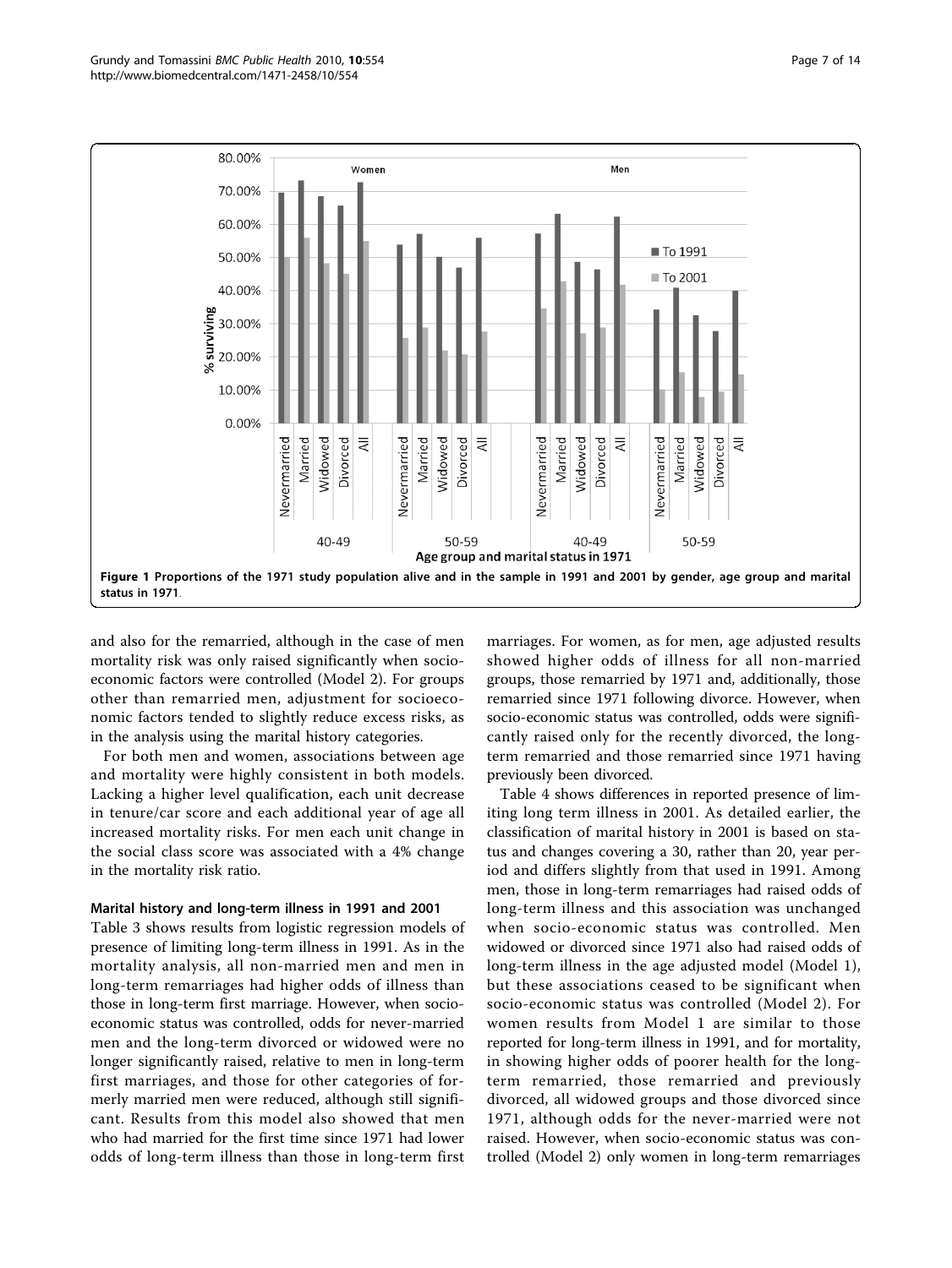**Figure 1 Proportions of the 1971 study population alive and in the sample in 1991 and 2001 by gender, age group and marital status in 1971**.

and also for the remarried, although in the case of men mortality risk was only raised significantly when socio-economic factors were controlled (Model 2). For groups other than remarried men, adjustment for socioeconomic factors tended to slightly reduce excess risks, as in the analysis using the marital history categories.

For both men and women, associations between age and mortality were highly consistent in both models. Lacking a higher level qualification, each unit decrease in tenure/car score and each additional year of age all increased mortality risks. For men each unit change in the social class score was associated with a 4% change in the mortality risk ratio.

### Marital history and long-term illness in 1991 and 2001

Table 3 shows results from logistic regression models of presence of limiting long-term illness in 1991. As in the mortality analysis, all non-married men and men in long-term remarriages had higher odds of illness than those in long-term first marriage. However, when socio-economic status was controlled, odds for never-married men and the long-term divorced or widowed were no longer significantly raised, relative to men in long-term first marriages, and those for other categories of formerly married men were reduced, although still significant. Results from this model also showed that men who had married for the first time since 1971 had lower odds of long-term illness than those in long-term first marriages. For women, as for men, age adjusted results showed higher odds of illness for all non-married groups, those remarried by 1971 and, additionally, those remarried since 1971 following divorce. However, when socio-economic status was controlled, odds were significantly raised only for the recently divorced, the long-term remarried and those remarried since 1971 having previously been divorced.

Table 4 shows differences in reported presence of limiting long term illness in 2001. As detailed earlier, the classification of marital history in 2001 is based on status and changes covering a 30, rather than 20, year period and differs slightly from that used in 1991. Among men, those in long-term remarriages had raised odds of long-term illness and this association was unchanged when socio-economic status was controlled. Men widowed or divorced since 1971 also had raised odds of long-term illness in the age adjusted model (Model 1), but these associations ceased to be significant when socio-economic status was controlled (Model 2). For women results from Model 1 are similar to those reported for long-term illness in 1991, and for mortality, in showing higher odds of poorer health for the long-term remarried, those remarried and previously divorced, all widowed groups and those divorced since 1971, although odds for the never-married were not raised. However, when socio-economic status was controlled (Model 2) only women in long-term remarriages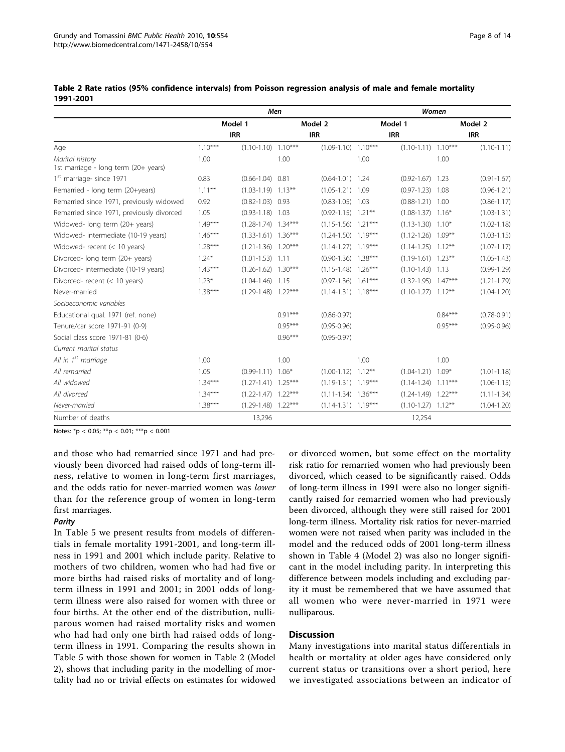**Table 2 Rate ratios (95% confidence intervals) from Poisson regression analysis of male and female mortality 1991-2001**

| | Men | | | | Women | | | |
|---|---|---|---|---|---|---|---|---|
| | Model 1 | | Model 2 | | Model 1 | | Model 2 | |
| | IRR | | IRR | | IRR | | IRR | |
| Age | 1.10*** | (1.10-1.10) | 1.10*** | (1.09-1.10) | 1.10*** | (1.10-1.11) | 1.10*** | (1.10-1.11) |
| *Marital history*<br>1st marriage - long term (20+ years) | 1.00 | | 1.00 | | 1.00 | | 1.00 | |
| 1[st] marriage- since 1971 | 0.83 | (0.66-1.04) | 0.81 | (0.64-1.01) | 1.24 | (0.92-1.67) | 1.23 | (0.91-1.67) |
| Remarried - long term (20+years) | 1.11** | (1.03-1.19) | 1.13** | (1.05-1.21) | 1.09 | (0.97-1.23) | 1.08 | (0.96-1.21) |
| Remarried since 1971, previously widowed | 0.92 | (0.82-1.03) | 0.93 | (0.83-1.05) | 1.03 | (0.88-1.21) | 1.00 | (0.86-1.17) |
| Remarried since 1971, previously divorced | 1.05 | (0.93-1.18) | 1.03 | (0.92-1.15) | 1.21** | (1.08-1.37) | 1.16* | (1.03-1.31) |
| Widowed- long term (20+ years) | 1.49*** | (1.28-1.74) | 1.34*** | (1.15-1.56) | 1.21*** | (1.13-1.30) | 1.10* | (1.02-1.18) |
| Widowed- intermediate (10-19 years) | 1.46*** | (1.33-1.61) | 1.36*** | (1.24-1.50) | 1.19*** | (1.12-1.26) | 1.09** | (1.03-1.15) |
| Widowed- recent (< 10 years) | 1.28*** | (1.21-1.36) | 1.20*** | (1.14-1.27) | 1.19*** | (1.14-1.25) | 1.12** | (1.07-1.17) |
| Divorced- long term (20+ years) | 1.24* | (1.01-1.53) | 1.11 | (0.90-1.36) | 1.38*** | (1.19-1.61) | 1.23** | (1.05-1.43) |
| Divorced- intermediate (10-19 years) | 1.43*** | (1.26-1.62) | 1.30*** | (1.15-1.48) | 1.26*** | (1.10-1.43) | 1.13 | (0.99-1.29) |
| Divorced- recent (< 10 years) | 1.23* | (1.04-1.46) | 1.15 | (0.97-1.36) | 1.61*** | (1.32-1.95) | 1.47*** | (1.21-1.79) |
| Never-married | 1.38*** | (1.29-1.48) | 1.22*** | (1.14-1.31) | 1.18*** | (1.10-1.27) | 1.12** | (1.04-1.20) |
| *Socioeconomic variables* | | | | | | | | |
| Educational qual. 1971 (ref. none) | | | 0.91*** | (0.86-0.97) | | | 0.84*** | (0.78-0.91) |
| Tenure/car score 1971-91 (0-9) | | | 0.95*** | (0.95-0.96) | | | 0.95*** | (0.95-0.96) |
| Social class score 1971-81 (0-6) | | | 0.96*** | (0.95-0.97) | | | | |
| *Current marital status* | | | | | | | | |
| *All in 1[st] marriage* | 1.00 | | 1.00 | | 1.00 | | 1.00 | |
| *All remarried* | 1.05 | (0.99-1.11) | 1.06* | (1.00-1.12) | 1.12** | (1.04-1.21) | 1.09* | (1.01-1.18) |
| *All widowed* | 1.34*** | (1.27-1.41) | 1.25*** | (1.19-1.31) | 1.19*** | (1.14-1.24) | 1.11*** | (1.06-1.15) |
| *All divorced* | 1.34*** | (1.22-1.47) | 1.22*** | (1.11-1.34) | 1.36*** | (1.24-1.49) | 1.22*** | (1.11-1.34) |
| *Never-married* | 1.38*** | (1.29-1.48) | 1.22*** | (1.14-1.31) | 1.19*** | (1.10-1.27) | 1.12** | (1.04-1.20) |
| Number of deaths | | 13,296 | | | | 12,254 | | |

Notes: *p < 0.05; **p < 0.01; ***p < 0.001

and those who had remarried since 1971 and had previously been divorced had raised odds of long-term illness, relative to women in long-term first marriages, and the odds ratio for never-married women was *lower* than for the reference group of women in long-term first marriages.

#### *Parity*

In Table 5 we present results from models of differentials in female mortality 1991-2001, and long-term illness in 1991 and 2001 which include parity. Relative to mothers of two children, women who had had five or more births had raised risks of mortality and of long-term illness in 1991 and 2001; in 2001 odds of long-term illness were also raised for women with three or four births. At the other end of the distribution, nulliparous women had raised mortality risks and women who had had only one birth had raised odds of long-term illness in 1991. Comparing the results shown in Table 5 with those shown for women in Table 2 (Model 2), shows that including parity in the modelling of mortality had no or trivial effects on estimates for widowed or divorced women, but some effect on the mortality risk ratio for remarried women who had previously been divorced, which ceased to be significantly raised. Odds of long-term illness in 1991 were also no longer significantly raised for remarried women who had previously been divorced, although they were still raised for 2001 long-term illness. Mortality risk ratios for never-married women were not raised when parity was included in the model and the reduced odds of 2001 long-term illness shown in Table 4 (Model 2) was also no longer significant in the model including parity. In interpreting this difference between models including and excluding parity it must be remembered that we have assumed that all women who were never-married in 1971 were nulliparous.

## Discussion

Many investigations into marital status differentials in health or mortality at older ages have considered only current status or transitions over a short period, here we investigated associations between an indicator of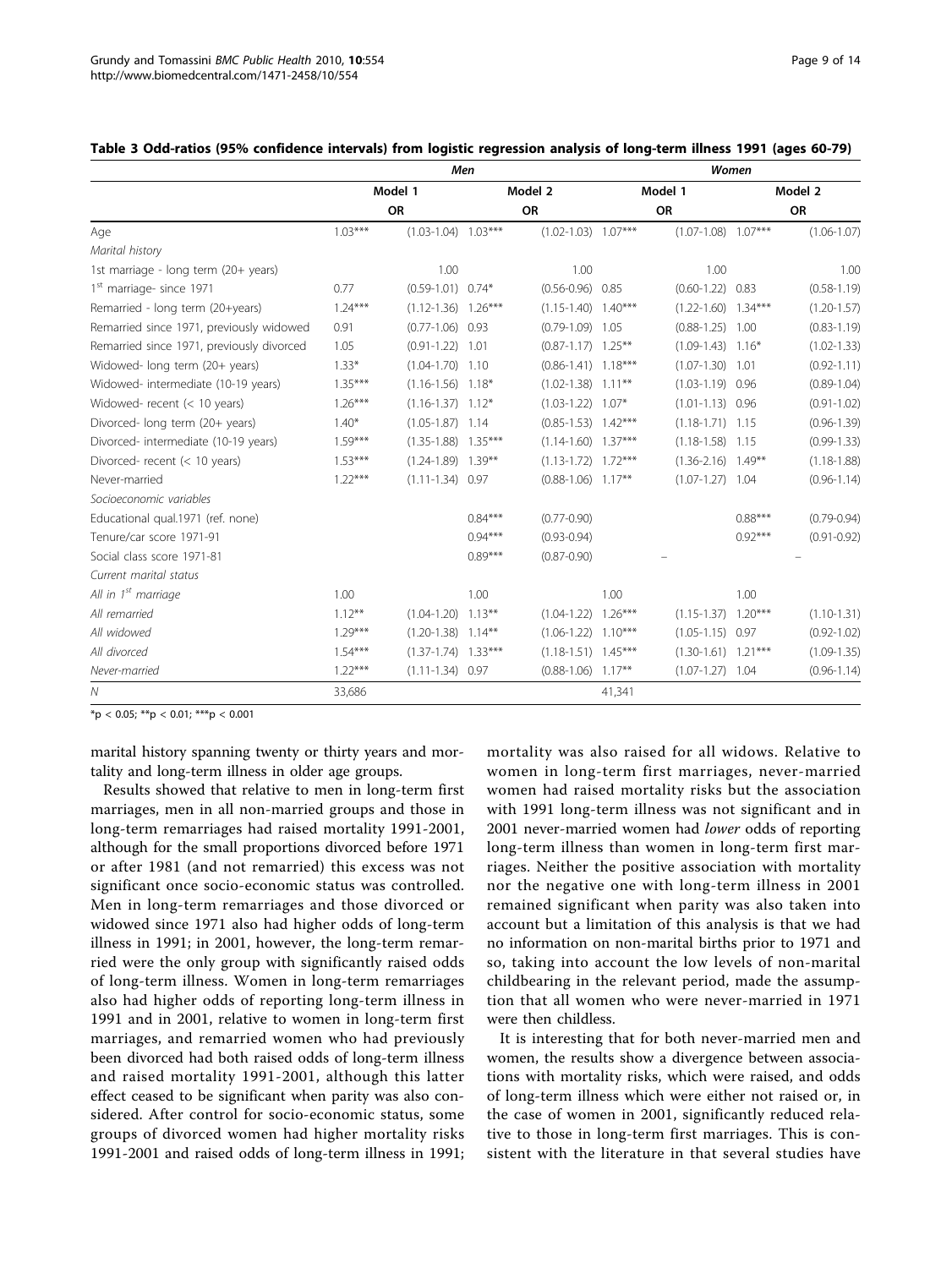**Table 3 Odd-ratios (95% confidence intervals) from logistic regression analysis of long-term illness 1991 (ages 60-79)**

| | *Men* | | | | *Women* | | | |
|---|---|---|---|---|---|---|---|---|
| | Model 1 | | Model 2 | | Model 1 | | Model 2 | |
| | OR | | OR | | OR | | OR | |
| Age | 1.03*** | (1.03-1.04) | 1.03*** | (1.02-1.03) | 1.07*** | (1.07-1.08) | 1.07*** | (1.06-1.07) |
| *Marital history* | | | | | | | | |
| 1st marriage - long term (20+ years) | | 1.00 | | 1.00 | | 1.00 | | 1.00 |
| 1st marriage- since 1971 | 0.77 | (0.59-1.01) | 0.74* | (0.56-0.96) | 0.85 | (0.60-1.22) | 0.83 | (0.58-1.19) |
| Remarried - long term (20+years) | 1.24*** | (1.12-1.36) | 1.26*** | (1.15-1.40) | 1.40*** | (1.22-1.60) | 1.34*** | (1.20-1.57) |
| Remarried since 1971, previously widowed | 0.91 | (0.77-1.06) | 0.93 | (0.79-1.09) | 1.05 | (0.88-1.25) | 1.00 | (0.83-1.19) |
| Remarried since 1971, previously divorced | 1.05 | (0.91-1.22) | 1.01 | (0.87-1.17) | 1.25** | (1.09-1.43) | 1.16* | (1.02-1.33) |
| Widowed- long term (20+ years) | 1.33* | (1.04-1.70) | 1.10 | (0.86-1.41) | 1.18*** | (1.07-1.30) | 1.01 | (0.92-1.11) |
| Widowed- intermediate (10-19 years) | 1.35*** | (1.16-1.56) | 1.18* | (1.02-1.38) | 1.11** | (1.03-1.19) | 0.96 | (0.89-1.04) |
| Widowed- recent (< 10 years) | 1.26*** | (1.16-1.37) | 1.12* | (1.03-1.22) | 1.07* | (1.01-1.13) | 0.96 | (0.91-1.02) |
| Divorced- long term (20+ years) | 1.40* | (1.05-1.87) | 1.14 | (0.85-1.53) | 1.42*** | (1.18-1.71) | 1.15 | (0.96-1.39) |
| Divorced- intermediate (10-19 years) | 1.59*** | (1.35-1.88) | 1.35*** | (1.14-1.60) | 1.37*** | (1.18-1.58) | 1.15 | (0.99-1.33) |
| Divorced- recent (< 10 years) | 1.53*** | (1.24-1.89) | 1.39** | (1.13-1.72) | 1.72*** | (1.36-2.16) | 1.49** | (1.18-1.88) |
| Never-married | 1.22*** | (1.11-1.34) | 0.97 | (0.88-1.06) | 1.17** | (1.07-1.27) | 1.04 | (0.96-1.14) |
| *Socioeconomic variables* | | | | | | | | |
| Educational qual.1971 (ref. none) | | | 0.84*** | (0.77-0.90) | | | 0.88*** | (0.79-0.94) |
| Tenure/car score 1971-91 | | | 0.94*** | (0.93-0.94) | | | 0.92*** | (0.91-0.92) |
| Social class score 1971-81 | | | 0.89*** | (0.87-0.90) | | – | | – |
| *Current marital status* | | | | | | | | |
| *All in 1st marriage* | 1.00 | | 1.00 | | 1.00 | | 1.00 | |
| *All remarried* | 1.12** | (1.04-1.20) | 1.13** | (1.04-1.22) | 1.26*** | (1.15-1.37) | 1.20*** | (1.10-1.31) |
| *All widowed* | 1.29*** | (1.20-1.38) | 1.14** | (1.06-1.22) | 1.10*** | (1.05-1.15) | 0.97 | (0.92-1.02) |
| *All divorced* | 1.54*** | (1.37-1.74) | 1.33*** | (1.18-1.51) | 1.45*** | (1.30-1.61) | 1.21*** | (1.09-1.35) |
| *Never-married* | 1.22*** | (1.11-1.34) | 0.97 | (0.88-1.06) | 1.17** | (1.07-1.27) | 1.04 | (0.96-1.14) |
| *N* | 33,686 | | | | 41,341 | | | |

*p < 0.05; **p < 0.01; ***p < 0.001

marital history spanning twenty or thirty years and mortality and long-term illness in older age groups.

Results showed that relative to men in long-term first marriages, men in all non-married groups and those in long-term remarriages had raised mortality 1991-2001, although for the small proportions divorced before 1971 or after 1981 (and not remarried) this excess was not significant once socio-economic status was controlled. Men in long-term remarriages and those divorced or widowed since 1971 also had higher odds of long-term illness in 1991; in 2001, however, the long-term remarried were the only group with significantly raised odds of long-term illness. Women in long-term remarriages also had higher odds of reporting long-term illness in 1991 and in 2001, relative to women in long-term first marriages, and remarried women who had previously been divorced had both raised odds of long-term illness and raised mortality 1991-2001, although this latter effect ceased to be significant when parity was also considered. After control for socio-economic status, some groups of divorced women had higher mortality risks 1991-2001 and raised odds of long-term illness in 1991; mortality was also raised for all widows. Relative to women in long-term first marriages, never-married women had raised mortality risks but the association with 1991 long-term illness was not significant and in 2001 never-married women had *lower* odds of reporting long-term illness than women in long-term first marriages. Neither the positive association with mortality nor the negative one with long-term illness in 2001 remained significant when parity was also taken into account but a limitation of this analysis is that we had no information on non-marital births prior to 1971 and so, taking into account the low levels of non-marital childbearing in the relevant period, made the assumption that all women who were never-married in 1971 were then childless.

It is interesting that for both never-married men and women, the results show a divergence between associations with mortality risks, which were raised, and odds of long-term illness which were either not raised or, in the case of women in 2001, significantly reduced relative to those in long-term first marriages. This is consistent with the literature in that several studies have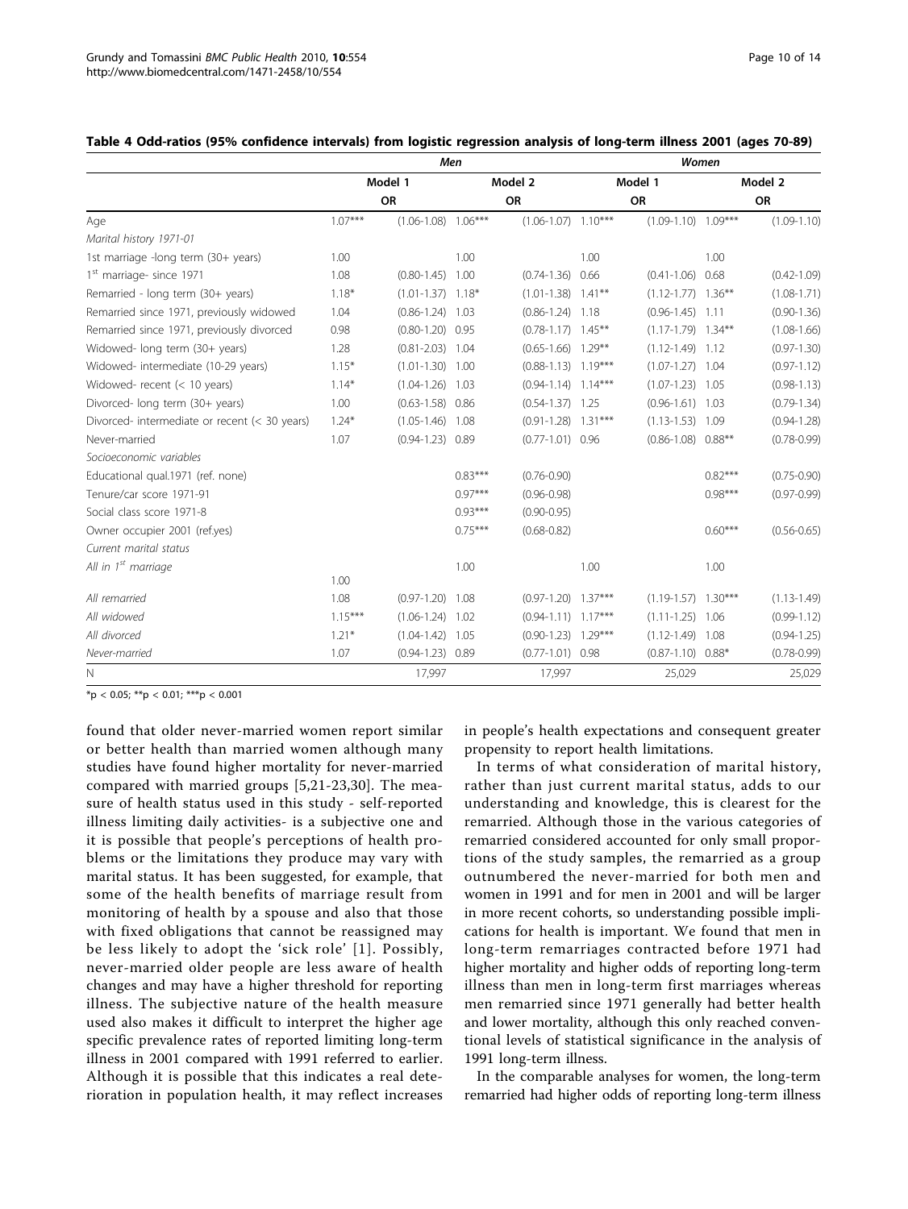**Table 4 Odd-ratios (95% confidence intervals) from logistic regression analysis of long-term illness 2001 (ages 70-89)**

| | Men | | | | Women | | | |
|---|---|---|---|---|---|---|---|---|
| | Model 1 | | Model 2 | | Model 1 | | Model 2 | |
| | OR | | OR | | OR | | OR | |
| Age | 1.07*** | (1.06-1.08) | 1.06*** | (1.06-1.07) | 1.10*** | (1.09-1.10) | 1.09*** | (1.09-1.10) |
| *Marital history 1971-01* | | | | | | | | |
| 1st marriage -long term (30+ years) | 1.00 | | 1.00 | | 1.00 | | 1.00 | |
| 1st marriage- since 1971 | 1.08 | (0.80-1.45) | 1.00 | (0.74-1.36) | 0.66 | (0.41-1.06) | 0.68 | (0.42-1.09) |
| Remarried - long term (30+ years) | 1.18* | (1.01-1.37) | 1.18* | (1.01-1.38) | 1.41** | (1.12-1.77) | 1.36** | (1.08-1.71) |
| Remarried since 1971, previously widowed | 1.04 | (0.86-1.24) | 1.03 | (0.86-1.24) | 1.18 | (0.96-1.45) | 1.11 | (0.90-1.36) |
| Remarried since 1971, previously divorced | 0.98 | (0.80-1.20) | 0.95 | (0.78-1.17) | 1.45** | (1.17-1.79) | 1.34** | (1.08-1.66) |
| Widowed- long term (30+ years) | 1.28 | (0.81-2.03) | 1.04 | (0.65-1.66) | 1.29** | (1.12-1.49) | 1.12 | (0.97-1.30) |
| Widowed- intermediate (10-29 years) | 1.15* | (1.01-1.30) | 1.00 | (0.88-1.13) | 1.19*** | (1.07-1.27) | 1.04 | (0.97-1.12) |
| Widowed- recent (< 10 years) | 1.14* | (1.04-1.26) | 1.03 | (0.94-1.14) | 1.14*** | (1.07-1.23) | 1.05 | (0.98-1.13) |
| Divorced- long term (30+ years) | 1.00 | (0.63-1.58) | 0.86 | (0.54-1.37) | 1.25 | (0.96-1.61) | 1.03 | (0.79-1.34) |
| Divorced- intermediate or recent (< 30 years) | 1.24* | (1.05-1.46) | 1.08 | (0.91-1.28) | 1.31*** | (1.13-1.53) | 1.09 | (0.94-1.28) |
| Never-married | 1.07 | (0.94-1.23) | 0.89 | (0.77-1.01) | 0.96 | (0.86-1.08) | 0.88** | (0.78-0.99) |
| *Socioeconomic variables* | | | | | | | | |
| Educational qual.1971 (ref. none) | | | 0.83*** | (0.76-0.90) | | | 0.82*** | (0.75-0.90) |
| Tenure/car score 1971-91 | | | 0.97*** | (0.96-0.98) | | | 0.98*** | (0.97-0.99) |
| Social class score 1971-8 | | | 0.93*** | (0.90-0.95) | | | | |
| Owner occupier 2001 (ref.yes) | | | 0.75*** | (0.68-0.82) | | | 0.60*** | (0.56-0.65) |
| *Current marital status* | | | | | | | | |
| *All in 1st marriage* | 1.00 | | 1.00 | | 1.00 | | 1.00 | |
| *All remarried* | 1.08 | (0.97-1.20) | 1.08 | (0.97-1.20) | 1.37*** | (1.19-1.57) | 1.30*** | (1.13-1.49) |
| *All widowed* | 1.15*** | (1.06-1.24) | 1.02 | (0.94-1.11) | 1.17*** | (1.11-1.25) | 1.06 | (0.99-1.12) |
| *All divorced* | 1.21* | (1.04-1.42) | 1.05 | (0.90-1.23) | 1.29*** | (1.12-1.49) | 1.08 | (0.94-1.25) |
| *Never-married* | 1.07 | (0.94-1.23) | 0.89 | (0.77-1.01) | 0.98 | (0.87-1.10) | 0.88* | (0.78-0.99) |
| N | | 17,997 | | 17,997 | | 25,029 | | 25,029 |

*p < 0.05; **p < 0.01; ***p < 0.001

found that older never-married women report similar or better health than married women although many studies have found higher mortality for never-married compared with married groups [5,21-23,30]. The measure of health status used in this study - self-reported illness limiting daily activities- is a subjective one and it is possible that people's perceptions of health problems or the limitations they produce may vary with marital status. It has been suggested, for example, that some of the health benefits of marriage result from monitoring of health by a spouse and also that those with fixed obligations that cannot be reassigned may be less likely to adopt the 'sick role' [1]. Possibly, never-married older people are less aware of health changes and may have a higher threshold for reporting illness. The subjective nature of the health measure used also makes it difficult to interpret the higher age specific prevalence rates of reported limiting long-term illness in 2001 compared with 1991 referred to earlier. Although it is possible that this indicates a real deterioration in population health, it may reflect increases in people's health expectations and consequent greater propensity to report health limitations.

In terms of what consideration of marital history, rather than just current marital status, adds to our understanding and knowledge, this is clearest for the remarried. Although those in the various categories of remarried considered accounted for only small proportions of the study samples, the remarried as a group outnumbered the never-married for both men and women in 1991 and for men in 2001 and will be larger in more recent cohorts, so understanding possible implications for health is important. We found that men in long-term remarriages contracted before 1971 had higher mortality and higher odds of reporting long-term illness than men in long-term first marriages whereas men remarried since 1971 generally had better health and lower mortality, although this only reached conventional levels of statistical significance in the analysis of 1991 long-term illness.

In the comparable analyses for women, the long-term remarried had higher odds of reporting long-term illness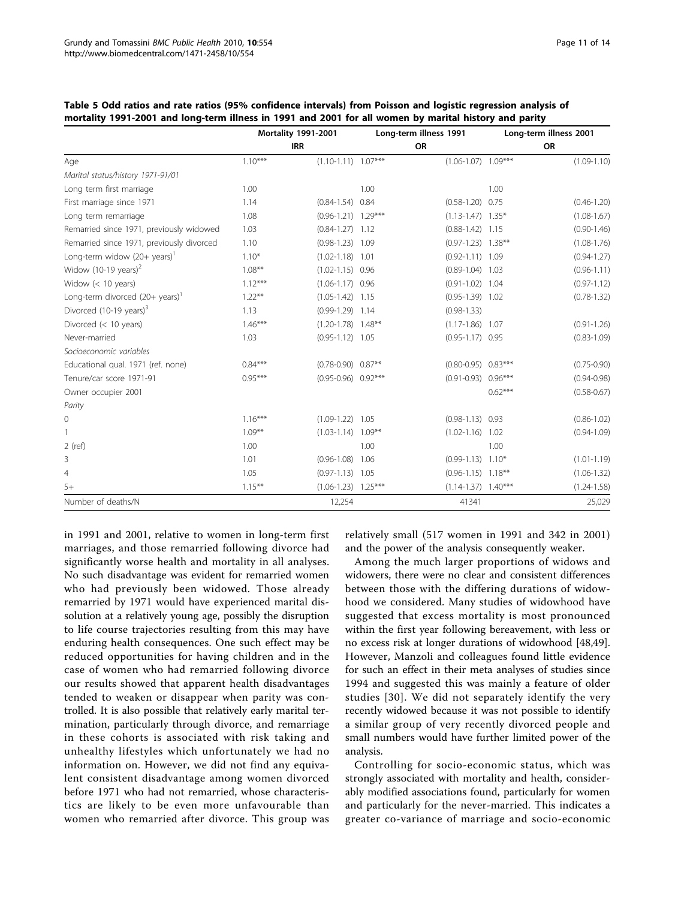**Table 5 Odd ratios and rate ratios (95% confidence intervals) from Poisson and logistic regression analysis of mortality 1991-2001 and long-term illness in 1991 and 2001 for all women by marital history and parity**

| | Mortality 1991-2001 | | Long-term illness 1991 | | Long-term illness 2001 | |
|---|---|---|---|---|---|---|
| | IRR | | OR | | OR | |
| Age | 1.10*** | (1.10-1.11) | 1.07*** | (1.06-1.07) | 1.09*** | (1.09-1.10) |
| *Marital status/history 1971-91/01* | | | | | | |
| Long term first marriage | 1.00 | | 1.00 | | 1.00 | |
| First marriage since 1971 | 1.14 | (0.84-1.54) | 0.84 | (0.58-1.20) | 0.75 | (0.46-1.20) |
| Long term remarriage | 1.08 | (0.96-1.21) | 1.29*** | (1.13-1.47) | 1.35* | (1.08-1.67) |
| Remarried since 1971, previously widowed | 1.03 | (0.84-1.27) | 1.12 | (0.88-1.42) | 1.15 | (0.90-1.46) |
| Remarried since 1971, previously divorced | 1.10 | (0.98-1.23) | 1.09 | (0.97-1.23) | 1.38** | (1.08-1.76) |
| Long-term widow (20+ years)[1] | 1.10* | (1.02-1.18) | 1.01 | (0.92-1.11) | 1.09 | (0.94-1.27) |
| Widow (10-19 years)[2] | 1.08** | (1.02-1.15) | 0.96 | (0.89-1.04) | 1.03 | (0.96-1.11) |
| Widow (< 10 years) | 1.12*** | (1.06-1.17) | 0.96 | (0.91-1.02) | 1.04 | (0.97-1.12) |
| Long-term divorced (20+ years)[1] | 1.22** | (1.05-1.42) | 1.15 | (0.95-1.39) | 1.02 | (0.78-1.32) |
| Divorced (10-19 years)[3] | 1.13 | (0.99-1.29) | 1.14 | (0.98-1.33) | | |
| Divorced (< 10 years) | 1.46*** | (1.20-1.78) | 1.48** | (1.17-1.86) | 1.07 | (0.91-1.26) |
| Never-married | 1.03 | (0.95-1.12) | 1.05 | (0.95-1.17) | 0.95 | (0.83-1.09) |
| *Socioeconomic variables* | | | | | | |
| Educational qual. 1971 (ref. none) | 0.84*** | (0.78-0.90) | 0.87** | (0.80-0.95) | 0.83*** | (0.75-0.90) |
| Tenure/car score 1971-91 | 0.95*** | (0.95-0.96) | 0.92*** | (0.91-0.93) | 0.96*** | (0.94-0.98) |
| Owner occupier 2001 | | | | | 0.62*** | (0.58-0.67) |
| *Parity* | | | | | | |
| 0 | 1.16*** | (1.09-1.22) | 1.05 | (0.98-1.13) | 0.93 | (0.86-1.02) |
| 1 | 1.09** | (1.03-1.14) | 1.09** | (1.02-1.16) | 1.02 | (0.94-1.09) |
| 2 (ref) | 1.00 | | 1.00 | | 1.00 | |
| 3 | 1.01 | (0.96-1.08) | 1.06 | (0.99-1.13) | 1.10* | (1.01-1.19) |
| 4 | 1.05 | (0.97-1.13) | 1.05 | (0.96-1.15) | 1.18** | (1.06-1.32) |
| 5+ | 1.15** | (1.06-1.23) | 1.25*** | (1.14-1.37) | 1.40*** | (1.24-1.58) |
| Number of deaths/N | | 12,254 | | 41341 | | 25,029 |

in 1991 and 2001, relative to women in long-term first marriages, and those remarried following divorce had significantly worse health and mortality in all analyses. No such disadvantage was evident for remarried women who had previously been widowed. Those already remarried by 1971 would have experienced marital dissolution at a relatively young age, possibly the disruption to life course trajectories resulting from this may have enduring health consequences. One such effect may be reduced opportunities for having children and in the case of women who had remarried following divorce our results showed that apparent health disadvantages tended to weaken or disappear when parity was controlled. It is also possible that relatively early marital termination, particularly through divorce, and remarriage in these cohorts is associated with risk taking and unhealthy lifestyles which unfortunately we had no information on. However, we did not find any equivalent consistent disadvantage among women divorced before 1971 who had not remarried, whose characteristics are likely to be even more unfavourable than women who remarried after divorce. This group was relatively small (517 women in 1991 and 342 in 2001) and the power of the analysis consequently weaker.

Among the much larger proportions of widows and widowers, there were no clear and consistent differences between those with the differing durations of widowhood we considered. Many studies of widowhood have suggested that excess mortality is most pronounced within the first year following bereavement, with less or no excess risk at longer durations of widowhood [48,49]. However, Manzoli and colleagues found little evidence for such an effect in their meta analyses of studies since 1994 and suggested this was mainly a feature of older studies [30]. We did not separately identify the very recently widowed because it was not possible to identify a similar group of very recently divorced people and small numbers would have further limited power of the analysis.

Controlling for socio-economic status, which was strongly associated with mortality and health, considerably modified associations found, particularly for women and particularly for the never-married. This indicates a greater co-variance of marriage and socio-economic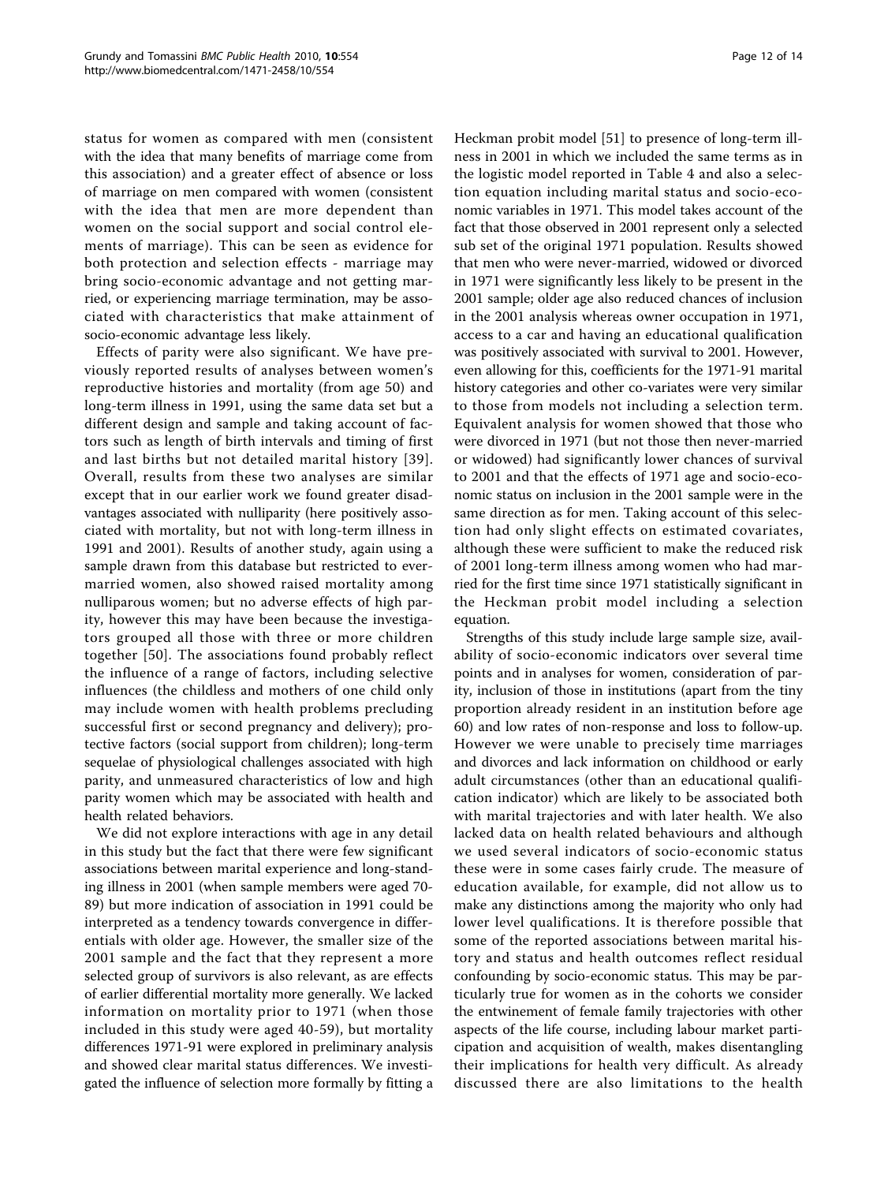status for women as compared with men (consistent with the idea that many benefits of marriage come from this association) and a greater effect of absence or loss of marriage on men compared with women (consistent with the idea that men are more dependent than women on the social support and social control elements of marriage). This can be seen as evidence for both protection and selection effects - marriage may bring socio-economic advantage and not getting married, or experiencing marriage termination, may be associated with characteristics that make attainment of socio-economic advantage less likely.

Effects of parity were also significant. We have previously reported results of analyses between women's reproductive histories and mortality (from age 50) and long-term illness in 1991, using the same data set but a different design and sample and taking account of factors such as length of birth intervals and timing of first and last births but not detailed marital history [39]. Overall, results from these two analyses are similar except that in our earlier work we found greater disadvantages associated with nulliparity (here positively associated with mortality, but not with long-term illness in 1991 and 2001). Results of another study, again using a sample drawn from this database but restricted to ever-married women, also showed raised mortality among nulliparous women; but no adverse effects of high parity, however this may have been because the investigators grouped all those with three or more children together [50]. The associations found probably reflect the influence of a range of factors, including selective influences (the childless and mothers of one child only may include women with health problems precluding successful first or second pregnancy and delivery); protective factors (social support from children); long-term sequelae of physiological challenges associated with high parity, and unmeasured characteristics of low and high parity women which may be associated with health and health related behaviors.

We did not explore interactions with age in any detail in this study but the fact that there were few significant associations between marital experience and long-standing illness in 2001 (when sample members were aged 70-89) but more indication of association in 1991 could be interpreted as a tendency towards convergence in differentials with older age. However, the smaller size of the 2001 sample and the fact that they represent a more selected group of survivors is also relevant, as are effects of earlier differential mortality more generally. We lacked information on mortality prior to 1971 (when those included in this study were aged 40-59), but mortality differences 1971-91 were explored in preliminary analysis and showed clear marital status differences. We investigated the influence of selection more formally by fitting a Heckman probit model [51] to presence of long-term illness in 2001 in which we included the same terms as in the logistic model reported in Table 4 and also a selection equation including marital status and socio-economic variables in 1971. This model takes account of the fact that those observed in 2001 represent only a selected sub set of the original 1971 population. Results showed that men who were never-married, widowed or divorced in 1971 were significantly less likely to be present in the 2001 sample; older age also reduced chances of inclusion in the 2001 analysis whereas owner occupation in 1971, access to a car and having an educational qualification was positively associated with survival to 2001. However, even allowing for this, coefficients for the 1971-91 marital history categories and other co-variates were very similar to those from models not including a selection term. Equivalent analysis for women showed that those who were divorced in 1971 (but not those then never-married or widowed) had significantly lower chances of survival to 2001 and that the effects of 1971 age and socio-economic status on inclusion in the 2001 sample were in the same direction as for men. Taking account of this selection had only slight effects on estimated covariates, although these were sufficient to make the reduced risk of 2001 long-term illness among women who had married for the first time since 1971 statistically significant in the Heckman probit model including a selection equation.

Strengths of this study include large sample size, availability of socio-economic indicators over several time points and in analyses for women, consideration of parity, inclusion of those in institutions (apart from the tiny proportion already resident in an institution before age 60) and low rates of non-response and loss to follow-up. However we were unable to precisely time marriages and divorces and lack information on childhood or early adult circumstances (other than an educational qualification indicator) which are likely to be associated both with marital trajectories and with later health. We also lacked data on health related behaviours and although we used several indicators of socio-economic status these were in some cases fairly crude. The measure of education available, for example, did not allow us to make any distinctions among the majority who only had lower level qualifications. It is therefore possible that some of the reported associations between marital history and status and health outcomes reflect residual confounding by socio-economic status. This may be particularly true for women as in the cohorts we consider the entwinement of female family trajectories with other aspects of the life course, including labour market participation and acquisition of wealth, makes disentangling their implications for health very difficult. As already discussed there are also limitations to the health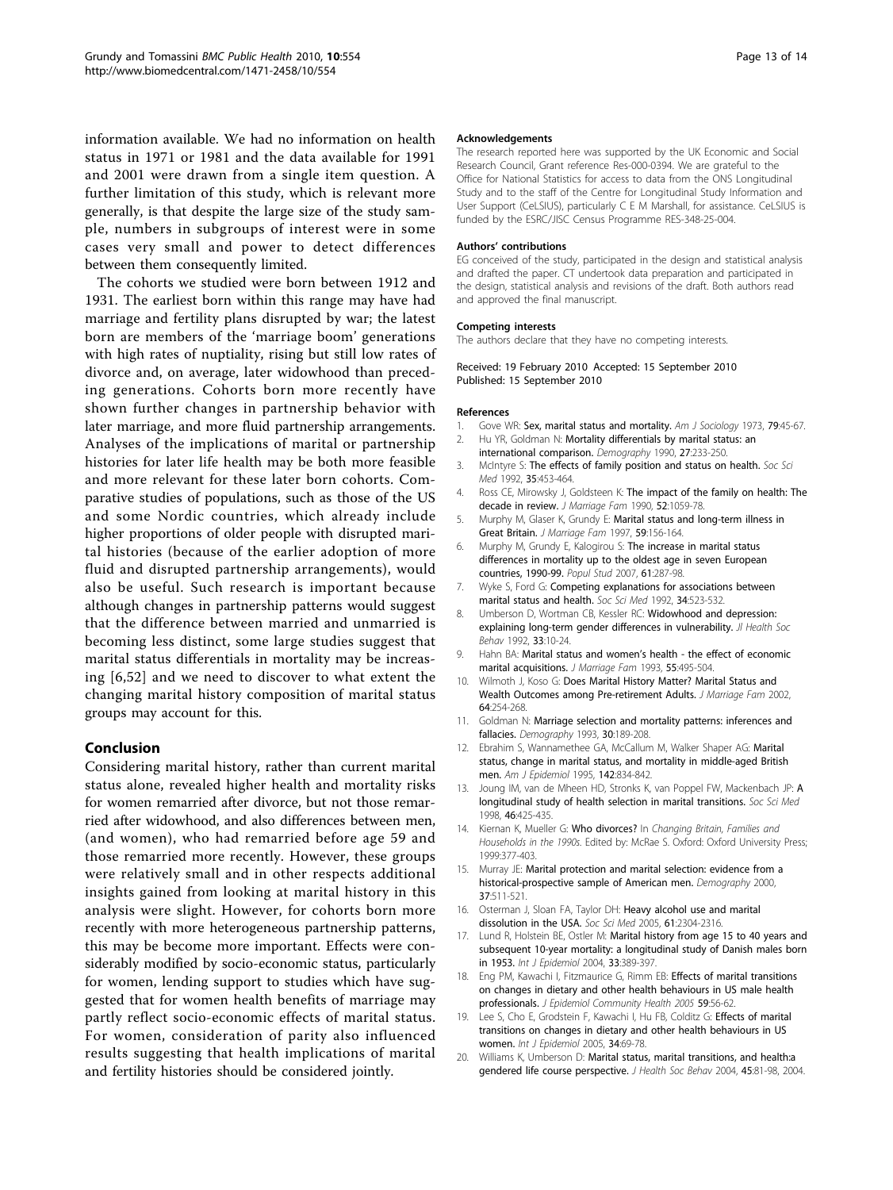information available. We had no information on health status in 1971 or 1981 and the data available for 1991 and 2001 were drawn from a single item question. A further limitation of this study, which is relevant more generally, is that despite the large size of the study sample, numbers in subgroups of interest were in some cases very small and power to detect differences between them consequently limited.

The cohorts we studied were born between 1912 and 1931. The earliest born within this range may have had marriage and fertility plans disrupted by war; the latest born are members of the 'marriage boom' generations with high rates of nuptiality, rising but still low rates of divorce and, on average, later widowhood than preceding generations. Cohorts born more recently have shown further changes in partnership behavior with later marriage, and more fluid partnership arrangements. Analyses of the implications of marital or partnership histories for later life health may be both more feasible and more relevant for these later born cohorts. Comparative studies of populations, such as those of the US and some Nordic countries, which already include higher proportions of older people with disrupted marital histories (because of the earlier adoption of more fluid and disrupted partnership arrangements), would also be useful. Such research is important because although changes in partnership patterns would suggest that the difference between married and unmarried is becoming less distinct, some large studies suggest that marital status differentials in mortality may be increasing [6,52] and we need to discover to what extent the changing marital history composition of marital status groups may account for this.

## Conclusion

Considering marital history, rather than current marital status alone, revealed higher health and mortality risks for women remarried after divorce, but not those remarried after widowhood, and also differences between men, (and women), who had remarried before age 59 and those remarried more recently. However, these groups were relatively small and in other respects additional insights gained from looking at marital history in this analysis were slight. However, for cohorts born more recently with more heterogeneous partnership patterns, this may be become more important. Effects were considerably modified by socio-economic status, particularly for women, lending support to studies which have suggested that for women health benefits of marriage may partly reflect socio-economic effects of marital status. For women, consideration of parity also influenced results suggesting that health implications of marital and fertility histories should be considered jointly.

#### Acknowledgements

The research reported here was supported by the UK Economic and Social Research Council, Grant reference Res-000-0394. We are grateful to the Office for National Statistics for access to data from the ONS Longitudinal Study and to the staff of the Centre for Longitudinal Study Information and User Support (CeLSIUS), particularly C E M Marshall, for assistance. CeLSIUS is funded by the ESRC/JISC Census Programme RES-348-25-004.

#### Authors' contributions

EG conceived of the study, participated in the design and statistical analysis and drafted the paper. CT undertook data preparation and participated in the design, statistical analysis and revisions of the draft. Both authors read and approved the final manuscript.

#### Competing interests

The authors declare that they have no competing interests.

Received: 19 February 2010 Accepted: 15 September 2010
Published: 15 September 2010

#### References

1. Gove WR: Sex, marital status and mortality. *Am J Sociology* 1973, 79:45-67.
2. Hu YR, Goldman N: Mortality differentials by marital status: an international comparison. *Demography* 1990, 27:233-250.
3. McIntyre S: The effects of family position and status on health. *Soc Sci Med* 1992, 35:453-464.
4. Ross CE, Mirowsky J, Goldsteen K: The impact of the family on health: The decade in review. *J Marriage Fam* 1990, 52:1059-78.
5. Murphy M, Glaser K, Grundy E: Marital status and long-term illness in Great Britain. *J Marriage Fam* 1997, 59:156-164.
6. Murphy M, Grundy E, Kalogirou S: The increase in marital status differences in mortality up to the oldest age in seven European countries, 1990-99. *Popul Stud* 2007, 61:287-98.
7. Wyke S, Ford G: Competing explanations for associations between marital status and health. *Soc Sci Med* 1992, 34:523-532.
8. Umberson D, Wortman CB, Kessler RC: Widowhood and depression: explaining long-term gender differences in vulnerability. *Jl Health Soc Behav* 1992, 33:10-24.
9. Hahn BA: Marital status and women's health - the effect of economic marital acquisitions. *J Marriage Fam* 1993, 55:495-504.
10. Wilmoth J, Koso G: Does Marital History Matter? Marital Status and Wealth Outcomes among Pre-retirement Adults. *J Marriage Fam* 2002, 64:254-268.
11. Goldman N: Marriage selection and mortality patterns: inferences and fallacies. *Demography* 1993, 30:189-208.
12. Ebrahim S, Wannamethee GA, McCallum M, Walker Shaper AG: Marital status, change in marital status, and mortality in middle-aged British men. *Am J Epidemiol* 1995, 142:834-842.
13. Joung IM, van de Mheen HD, Stronks K, van Poppel FW, Mackenbach JP: A longitudinal study of health selection in marital transitions. *Soc Sci Med* 1998, 46:425-435.
14. Kiernan K, Mueller G: Who divorces? In *Changing Britain, Families and Households in the 1990s.* Edited by: McRae S. Oxford: Oxford University Press; 1999:377-403.
15. Murray JE: Marital protection and marital selection: evidence from a historical-prospective sample of American men. *Demography* 2000, 37:511-521.
16. Osterman J, Sloan FA, Taylor DH: Heavy alcohol use and marital dissolution in the USA. *Soc Sci Med* 2005, 61:2304-2316.
17. Lund R, Holstein BE, Ostler M: Marital history from age 15 to 40 years and subsequent 10-year mortality: a longitudinal study of Danish males born in 1953. *Int J Epidemiol* 2004, 33:389-397.
18. Eng PM, Kawachi I, Fitzmaurice G, Rimm EB: Effects of marital transitions on changes in dietary and other health behaviours in US male health professionals. *J Epidemiol Community Health* 2005 59:56-62.
19. Lee S, Cho E, Grodstein F, Kawachi I, Hu FB, Colditz G: Effects of marital transitions on changes in dietary and other health behaviours in US women. *Int J Epidemiol* 2005, 34:69-78.
20. Williams K, Umberson D: Marital status, marital transitions, and health:a gendered life course perspective. *J Health Soc Behav* 2004, 45:81-98, 2004.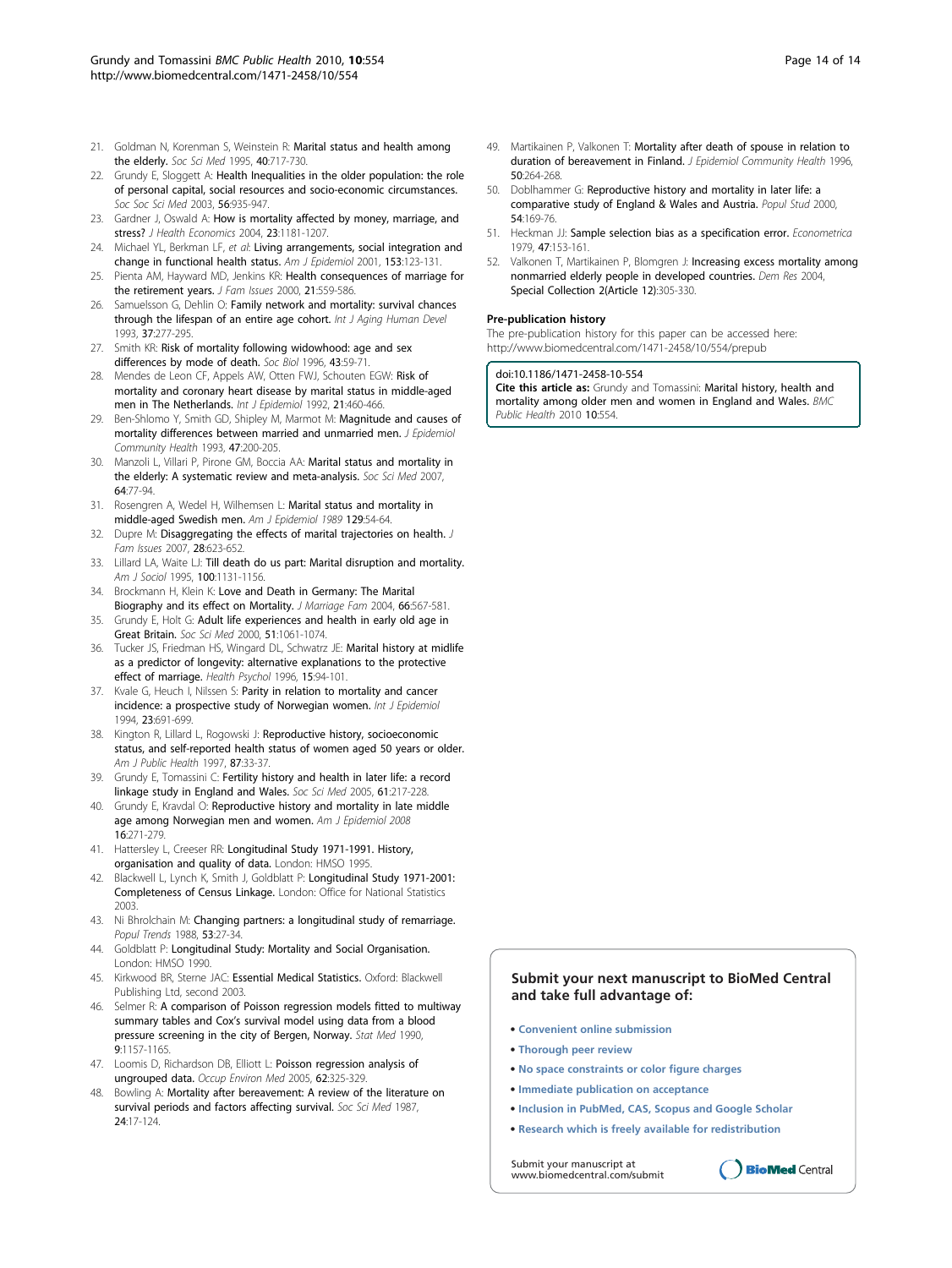21. Goldman N, Korenman S, Weinstein R: **Marital status and health among the elderly.** *Soc Sci Med* 1995, **40**:717-730.
22. Grundy E, Sloggett A: **Health Inequalities in the older population: the role of personal capital, social resources and socio-economic circumstances.** *Soc Soc Sci Med* 2003, **56**:935-947.
23. Gardner J, Oswald A: **How is mortality affected by money, marriage, and stress?** *J Health Economics* 2004, **23**:1181-1207.
24. Michael YL, Berkman LF, *et al*: **Living arrangements, social integration and change in functional health status.** *Am J Epidemiol* 2001, **153**:123-131.
25. Pienta AM, Hayward MD, Jenkins KR: **Health consequences of marriage for the retirement years.** *J Fam Issues* 2000, **21**:559-586.
26. Samuelsson G, Dehlin O: **Family network and mortality: survival chances through the lifespan of an entire age cohort.** *Int J Aging Human Devel* 1993, **37**:277-295.
27. Smith KR: **Risk of mortality following widowhood: age and sex differences by mode of death.** *Soc Biol* 1996, **43**:59-71.
28. Mendes de Leon CF, Appels AW, Otten FWJ, Schouten EGW: **Risk of mortality and coronary heart disease by marital status in middle-aged men in The Netherlands.** *Int J Epidemiol* 1992, **21**:460-466.
29. Ben-Shlomo Y, Smith GD, Shipley M, Marmot M: **Magnitude and causes of mortality differences between married and unmarried men.** *J Epidemiol Community Health* 1993, **47**:200-205.
30. Manzoli L, Villari P, Pirone GM, Boccia AA: **Marital status and mortality in the elderly: A systematic review and meta-analysis.** *Soc Sci Med* 2007, **64**:77-94.
31. Rosengren A, Wedel H, Wilhemsen L: **Marital status and mortality in middle-aged Swedish men.** *Am J Epidemiol 1989* **129**:54-64.
32. Dupre M: **Disaggregating the effects of marital trajectories on health.** *J Fam Issues* 2007, **28**:623-652.
33. Lillard LA, Waite LJ: **Till death do us part: Marital disruption and mortality.** *Am J Sociol* 1995, **100**:1131-1156.
34. Brockmann H, Klein K: **Love and Death in Germany: The Marital Biography and its effect on Mortality.** *J Marriage Fam* 2004, **66**:567-581.
35. Grundy E, Holt G: **Adult life experiences and health in early old age in Great Britain.** *Soc Sci Med* 2000, **51**:1061-1074.
36. Tucker JS, Friedman HS, Wingard DL, Schwatrz JE: **Marital history at midlife as a predictor of longevity: alternative explanations to the protective effect of marriage.** *Health Psychol* 1996, **15**:94-101.
37. Kvale G, Heuch I, Nilssen S: **Parity in relation to mortality and cancer incidence: a prospective study of Norwegian women.** *Int J Epidemiol* 1994, **23**:691-699.
38. Kington R, Lillard L, Rogowski J: **Reproductive history, socioeconomic status, and self-reported health status of women aged 50 years or older.** *Am J Public Health* 1997, **87**:33-37.
39. Grundy E, Tomassini C: **Fertility history and health in later life: a record linkage study in England and Wales.** *Soc Sci Med* 2005, **61**:217-228.
40. Grundy E, Kravdal O: **Reproductive history and mortality in late middle age among Norwegian men and women.** *Am J Epidemiol 2008* **16**:271-279.
41. Hattersley L, Creeser RR: **Longitudinal Study 1971-1991. History, organisation and quality of data.** London: HMSO 1995.
42. Blackwell L, Lynch K, Smith J, Goldblatt P: **Longitudinal Study 1971-2001: Completeness of Census Linkage.** London: Office for National Statistics 2003.
43. Ni Bhrolchain M: **Changing partners: a longitudinal study of remarriage.** *Popul Trends* 1988, **53**:27-34.
44. Goldblatt P: **Longitudinal Study: Mortality and Social Organisation.** London: HMSO 1990.
45. Kirkwood BR, Sterne JAC: **Essential Medical Statistics.** Oxford: Blackwell Publishing Ltd, second 2003.
46. Selmer R: **A comparison of Poisson regression models fitted to multiway summary tables and Cox's survival model using data from a blood pressure screening in the city of Bergen, Norway.** *Stat Med* 1990, **9**:1157-1165.
47. Loomis D, Richardson DB, Elliott L: **Poisson regression analysis of ungrouped data.** *Occup Environ Med* 2005, **62**:325-329.
48. Bowling A: **Mortality after bereavement: A review of the literature on survival periods and factors affecting survival.** *Soc Sci Med* 1987, **24**:17-124.
49. Martikainen P, Valkonen T: **Mortality after death of spouse in relation to duration of bereavement in Finland.** *J Epidemiol Community Health* 1996, **50**:264-268.
50. Doblhammer G: **Reproductive history and mortality in later life: a comparative study of England & Wales and Austria.** *Popul Stud* 2000, **54**:169-76.
51. Heckman JJ: **Sample selection bias as a specification error.** *Econometrica* 1979, **47**:153-161.
52. Valkonen T, Martikainen P, Blomgren J: **Increasing excess mortality among nonmarried elderly people in developed countries.** *Dem Res* 2004, **Special Collection 2(Article 12)**:305-330.

### Pre-publication history

The pre-publication history for this paper can be accessed here:
http://www.biomedcentral.com/1471-2458/10/554/prepub

doi:10.1186/1471-2458-10-554
**Cite this article as:** Grundy and Tomassini: Marital history, health and mortality among older men and women in England and Wales. *BMC Public Health* 2010 **10**:554.

**Submit your next manuscript to BioMed Central and take full advantage of:**

- Convenient online submission
- Thorough peer review
- No space constraints or color figure charges
- Immediate publication on acceptance
- Inclusion in PubMed, CAS, Scopus and Google Scholar
- Research which is freely available for redistribution

Submit your manuscript at
www.biomedcentral.com/submit

BioMed Central